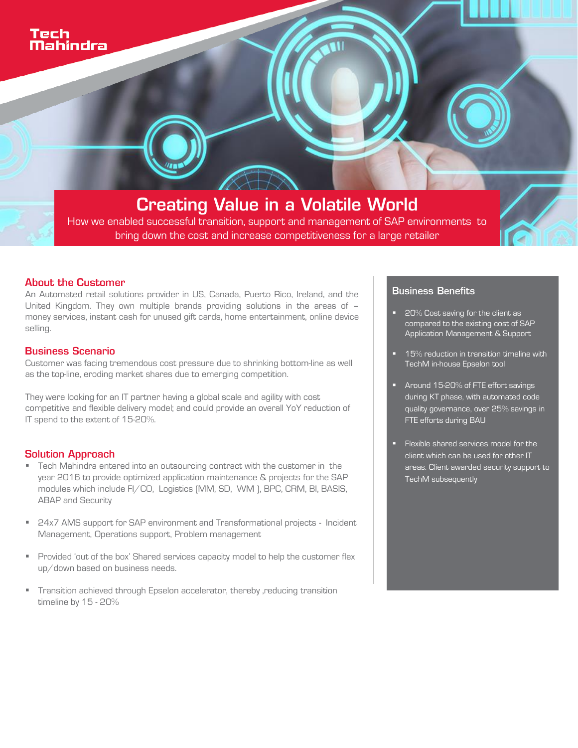Tech Mahindra

# Creating Value in a Volatile World

How we enabled successful transition, support and management of SAP environments to bring down the cost and increase competitiveness for a large retailer

## About the Customer

An Automated retail solutions provider in US, Canada, Puerto Rico, Ireland, and the United Kingdom. They own multiple brands providing solutions in the areas of – money services, instant cash for unused gift cards, home entertainment, online device selling.

## Business Scenario

Customer was facing tremendous cost pressure due to shrinking bottom-line as well as the top-line, eroding market shares due to emerging competition.

They were looking for an IT partner having a global scale and agility with cost competitive and flexible delivery model; and could provide an overall YoY reduction of IT spend to the extent of 15-20%.

## Solution Approach

- Tech Mahindra entered into an outsourcing contract with the customer in the year 2016 to provide optimized application maintenance & projects for the SAP modules which include FI/CO, Logistics (MM, SD, WM ), BPC, CRM, BI, BASIS, ABAP and Security
- 24x7 AMS support for SAP environment and Transformational projects - Incident Management, Operations support, Problem management
- Provided 'out of the box' Shared services capacity model to help the customer flex up/down based on business needs.
- Transition achieved through Epselon accelerator, thereby ,reducing transition timeline by 15 - 20%

## Business Benefits

- 20% Cost saving for the client as compared to the existing cost of SAP Application Management & Support
- 15% reduction in transition timeline with TechM in-house Epselon tool
- Around 15-20% of FTE effort savings during KT phase, with automated code quality governance, over 25% savings in FTE efforts during BAU
- Flexible shared services model for the client which can be used for other IT areas. Client awarded security support to TechM subsequently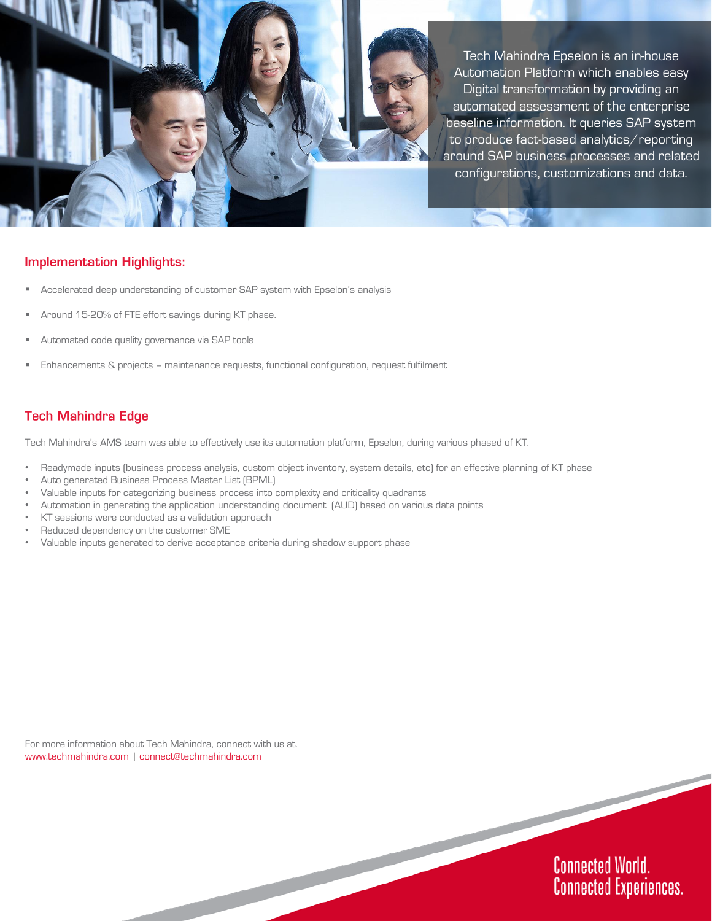Tech Mahindra Epselon is an in-house Automation Platform which enables easy Digital transformation by providing an automated assessment of the enterprise baseline information. It queries SAP system to produce fact-based analytics/reporting around SAP business processes and related configurations, customizations and data.

## Implementation Highlights:

- Accelerated deep understanding of customer SAP system with Epselon's analysis
- Around 15-20% of FTE effort savings during KT phase.
- Automated code quality governance via SAP tools
- Enhancements & projects – maintenance requests, functional configuration, request fulfilment

## Tech Mahindra Edge

Tech Mahindra's AMS team was able to effectively use its automation platform, Epselon, during various phased of KT.

- Readymade inputs (business process analysis, custom object inventory, system details, etc) for an effective planning of KT phase
- Auto generated Business Process Master List (BPML)
- Valuable inputs for categorizing business process into complexity and criticality quadrants
- Automation in generating the application understanding document (AUD) based on various data points
- KT sessions were conducted as a validation approach
- Reduced dependency on the customer SME
- Valuable inputs generated to derive acceptance criteria during shadow support phase

For more information about Tech Mahindra, connect with us at.
www.techmahindra.com | connect@techmahindra.com

Connected World.
Connected Experiences.